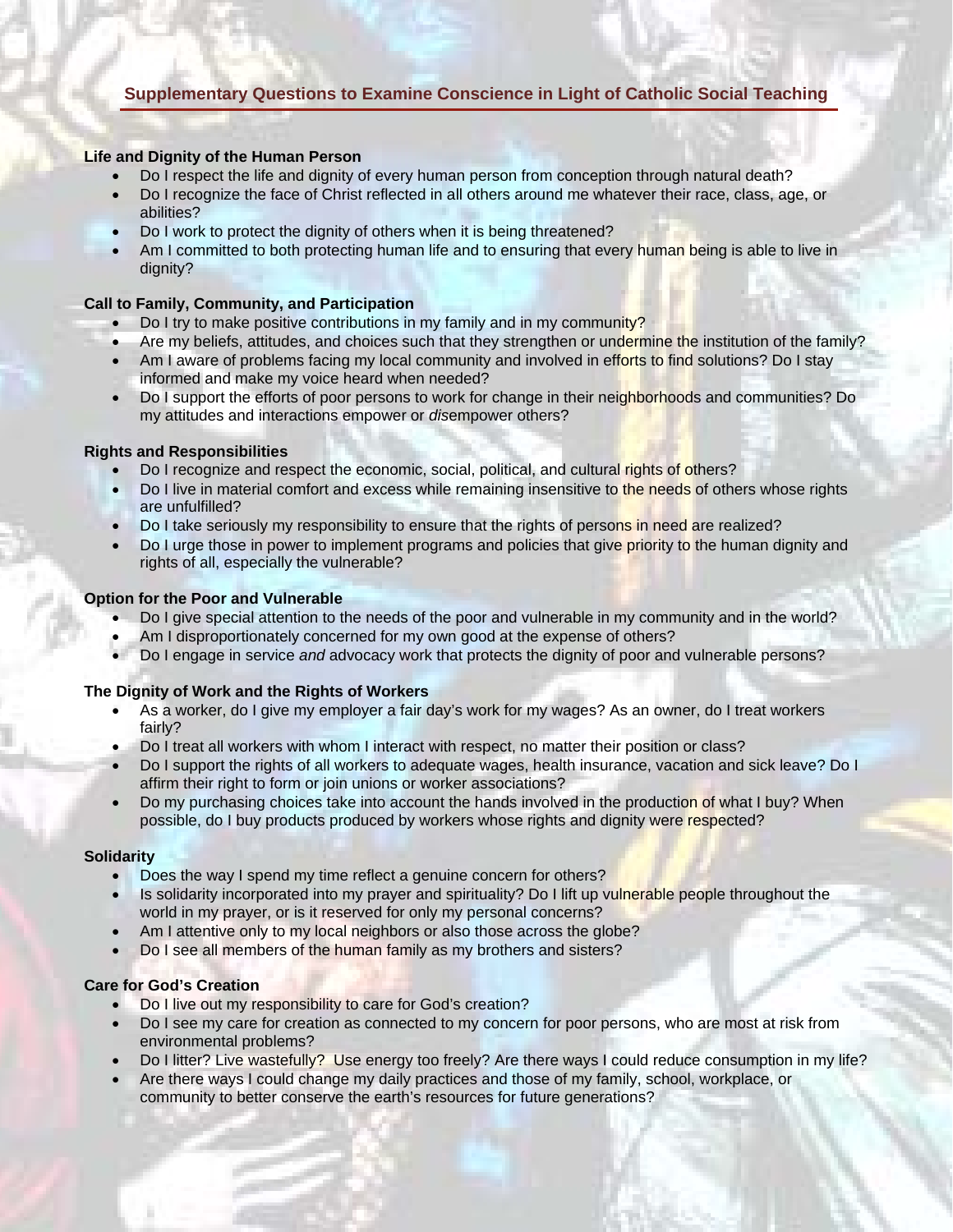## Supplementary Questions to Examine Conscience in Light of Catholic Social Teaching

**Life and Dignity of the Human Person**

- Do I respect the life and dignity of every human person from conception through natural death?
- Do I recognize the face of Christ reflected in all others around me whatever their race, class, age, or abilities?
- Do I work to protect the dignity of others when it is being threatened?
- Am I committed to both protecting human life and to ensuring that every human being is able to live in dignity?

**Call to Family, Community, and Participation**

- Do I try to make positive contributions in my family and in my community?
- Are my beliefs, attitudes, and choices such that they strengthen or undermine the institution of the family?
- Am I aware of problems facing my local community and involved in efforts to find solutions? Do I stay informed and make my voice heard when needed?
- Do I support the efforts of poor persons to work for change in their neighborhoods and communities? Do my attitudes and interactions empower or *dis*empower others?

**Rights and Responsibilities**

- Do I recognize and respect the economic, social, political, and cultural rights of others?
- Do I live in material comfort and excess while remaining insensitive to the needs of others whose rights are unfulfilled?
- Do I take seriously my responsibility to ensure that the rights of persons in need are realized?
- Do I urge those in power to implement programs and policies that give priority to the human dignity and rights of all, especially the vulnerable?

**Option for the Poor and Vulnerable**

- Do I give special attention to the needs of the poor and vulnerable in my community and in the world?
- Am I disproportionately concerned for my own good at the expense of others?
- Do I engage in service *and* advocacy work that protects the dignity of poor and vulnerable persons?

**The Dignity of Work and the Rights of Workers**

- As a worker, do I give my employer a fair day's work for my wages? As an owner, do I treat workers fairly?
- Do I treat all workers with whom I interact with respect, no matter their position or class?
- Do I support the rights of all workers to adequate wages, health insurance, vacation and sick leave? Do I affirm their right to form or join unions or worker associations?
- Do my purchasing choices take into account the hands involved in the production of what I buy? When possible, do I buy products produced by workers whose rights and dignity were respected?

**Solidarity**

- Does the way I spend my time reflect a genuine concern for others?
- Is solidarity incorporated into my prayer and spirituality? Do I lift up vulnerable people throughout the world in my prayer, or is it reserved for only my personal concerns?
- Am I attentive only to my local neighbors or also those across the globe?
- Do I see all members of the human family as my brothers and sisters?

**Care for God's Creation**

- Do I live out my responsibility to care for God's creation?
- Do I see my care for creation as connected to my concern for poor persons, who are most at risk from environmental problems?
- Do I litter? Live wastefully? Use energy too freely? Are there ways I could reduce consumption in my life?
- Are there ways I could change my daily practices and those of my family, school, workplace, or community to better conserve the earth's resources for future generations?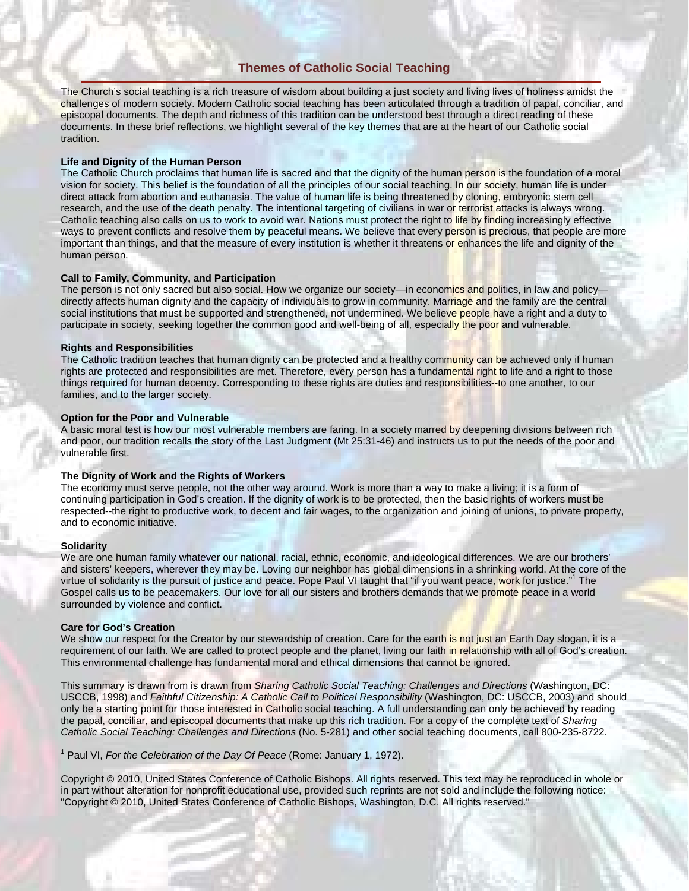# Themes of Catholic Social Teaching

The Church's social teaching is a rich treasure of wisdom about building a just society and living lives of holiness amidst the challenges of modern society. Modern Catholic social teaching has been articulated through a tradition of papal, conciliar, and episcopal documents. The depth and richness of this tradition can be understood best through a direct reading of these documents. In these brief reflections, we highlight several of the key themes that are at the heart of our Catholic social tradition.

**Life and Dignity of the Human Person**

The Catholic Church proclaims that human life is sacred and that the dignity of the human person is the foundation of a moral vision for society. This belief is the foundation of all the principles of our social teaching. In our society, human life is under direct attack from abortion and euthanasia. The value of human life is being threatened by cloning, embryonic stem cell research, and the use of the death penalty. The intentional targeting of civilians in war or terrorist attacks is always wrong. Catholic teaching also calls on us to work to avoid war. Nations must protect the right to life by finding increasingly effective ways to prevent conflicts and resolve them by peaceful means. We believe that every person is precious, that people are more important than things, and that the measure of every institution is whether it threatens or enhances the life and dignity of the human person.

**Call to Family, Community, and Participation**

The person is not only sacred but also social. How we organize our society—in economics and politics, in law and policy—directly affects human dignity and the capacity of individuals to grow in community. Marriage and the family are the central social institutions that must be supported and strengthened, not undermined. We believe people have a right and a duty to participate in society, seeking together the common good and well-being of all, especially the poor and vulnerable.

**Rights and Responsibilities**

The Catholic tradition teaches that human dignity can be protected and a healthy community can be achieved only if human rights are protected and responsibilities are met. Therefore, every person has a fundamental right to life and a right to those things required for human decency. Corresponding to these rights are duties and responsibilities--to one another, to our families, and to the larger society.

**Option for the Poor and Vulnerable**

A basic moral test is how our most vulnerable members are faring. In a society marred by deepening divisions between rich and poor, our tradition recalls the story of the Last Judgment (Mt 25:31-46) and instructs us to put the needs of the poor and vulnerable first.

**The Dignity of Work and the Rights of Workers**

The economy must serve people, not the other way around. Work is more than a way to make a living; it is a form of continuing participation in God's creation. If the dignity of work is to be protected, then the basic rights of workers must be respected--the right to productive work, to decent and fair wages, to the organization and joining of unions, to private property, and to economic initiative.

**Solidarity**

We are one human family whatever our national, racial, ethnic, economic, and ideological differences. We are our brothers' and sisters' keepers, wherever they may be. Loving our neighbor has global dimensions in a shrinking world. At the core of the virtue of solidarity is the pursuit of justice and peace. Pope Paul VI taught that "if you want peace, work for justice."[1] The Gospel calls us to be peacemakers. Our love for all our sisters and brothers demands that we promote peace in a world surrounded by violence and conflict.

**Care for God's Creation**

We show our respect for the Creator by our stewardship of creation. Care for the earth is not just an Earth Day slogan, it is a requirement of our faith. We are called to protect people and the planet, living our faith in relationship with all of God's creation. This environmental challenge has fundamental moral and ethical dimensions that cannot be ignored.

This summary is drawn from is drawn from *Sharing Catholic Social Teaching: Challenges and Directions* (Washington, DC: USCCB, 1998) and *Faithful Citizenship: A Catholic Call to Political Responsibility* (Washington, DC: USCCB, 2003) and should only be a starting point for those interested in Catholic social teaching. A full understanding can only be achieved by reading the papal, conciliar, and episcopal documents that make up this rich tradition. For a copy of the complete text of *Sharing Catholic Social Teaching: Challenges and Directions* (No. 5-281) and other social teaching documents, call 800-235-8722.

[1] Paul VI, *For the Celebration of the Day Of Peace* (Rome: January 1, 1972).

Copyright © 2010, United States Conference of Catholic Bishops. All rights reserved. This text may be reproduced in whole or in part without alteration for nonprofit educational use, provided such reprints are not sold and include the following notice: "Copyright © 2010, United States Conference of Catholic Bishops, Washington, D.C. All rights reserved."